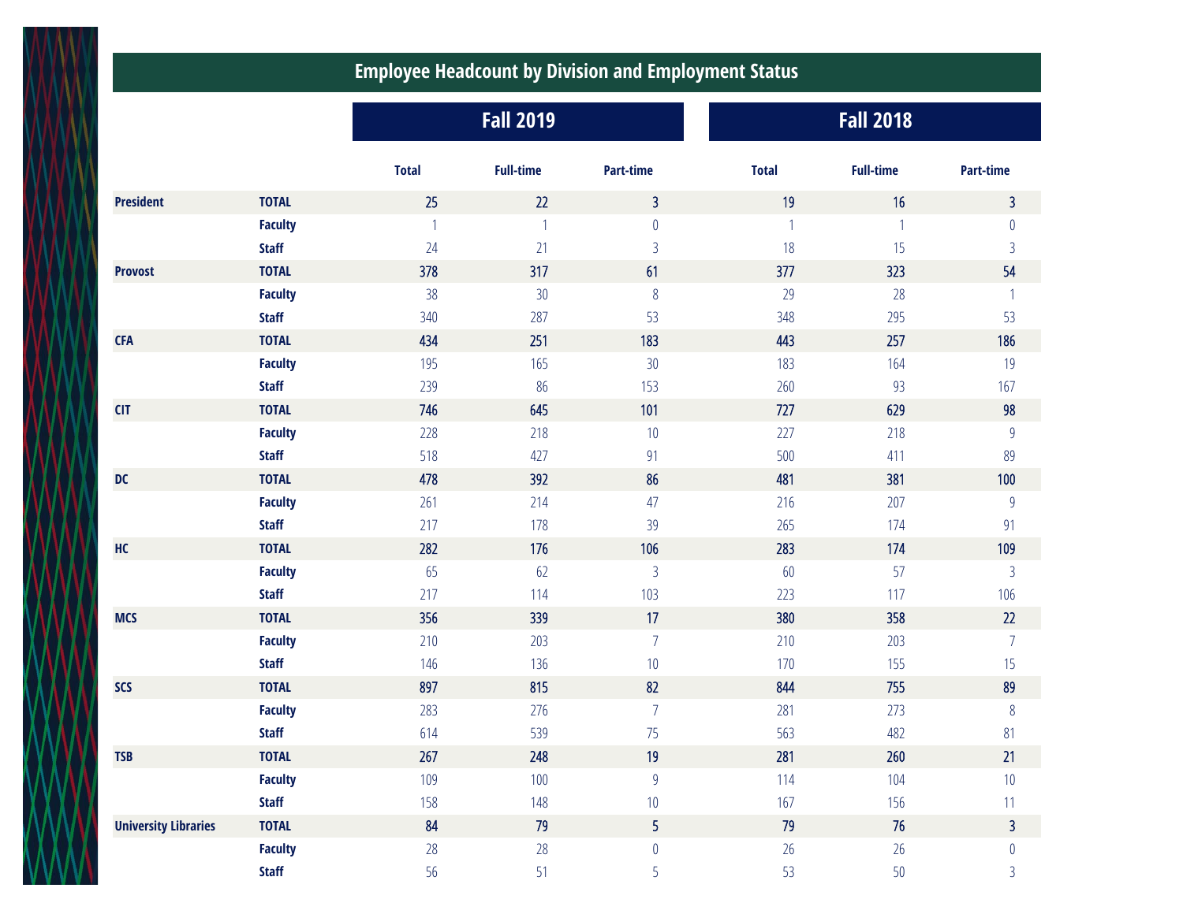# Employee Headcount by Division and Employment Status

| | | Fall 2019 | | | Fall 2018 | | |
|---|---|---|---|---|---|---|---|
| | | Total | Full-time | Part-time | Total | Full-time | Part-time |
| **President** | **TOTAL** | **25** | **22** | **3** | **19** | **16** | **3** |
| | **Faculty** | 1 | 1 | 0 | 1 | 1 | 0 |
| | **Staff** | 24 | 21 | 3 | 18 | 15 | 3 |
| **Provost** | **TOTAL** | **378** | **317** | **61** | **377** | **323** | **54** |
| | **Faculty** | 38 | 30 | 8 | 29 | 28 | 1 |
| | **Staff** | 340 | 287 | 53 | 348 | 295 | 53 |
| **CFA** | **TOTAL** | **434** | **251** | **183** | **443** | **257** | **186** |
| | **Faculty** | 195 | 165 | 30 | 183 | 164 | 19 |
| | **Staff** | 239 | 86 | 153 | 260 | 93 | 167 |
| **CIT** | **TOTAL** | **746** | **645** | **101** | **727** | **629** | **98** |
| | **Faculty** | 228 | 218 | 10 | 227 | 218 | 9 |
| | **Staff** | 518 | 427 | 91 | 500 | 411 | 89 |
| **DC** | **TOTAL** | **478** | **392** | **86** | **481** | **381** | **100** |
| | **Faculty** | 261 | 214 | 47 | 216 | 207 | 9 |
| | **Staff** | 217 | 178 | 39 | 265 | 174 | 91 |
| **HC** | **TOTAL** | **282** | **176** | **106** | **283** | **174** | **109** |
| | **Faculty** | 65 | 62 | 3 | 60 | 57 | 3 |
| | **Staff** | 217 | 114 | 103 | 223 | 117 | 106 |
| **MCS** | **TOTAL** | **356** | **339** | **17** | **380** | **358** | **22** |
| | **Faculty** | 210 | 203 | 7 | 210 | 203 | 7 |
| | **Staff** | 146 | 136 | 10 | 170 | 155 | 15 |
| **SCS** | **TOTAL** | **897** | **815** | **82** | **844** | **755** | **89** |
| | **Faculty** | 283 | 276 | 7 | 281 | 273 | 8 |
| | **Staff** | 614 | 539 | 75 | 563 | 482 | 81 |
| **TSB** | **TOTAL** | **267** | **248** | **19** | **281** | **260** | **21** |
| | **Faculty** | 109 | 100 | 9 | 114 | 104 | 10 |
| | **Staff** | 158 | 148 | 10 | 167 | 156 | 11 |
| **University Libraries** | **TOTAL** | **84** | **79** | **5** | **79** | **76** | **3** |
| | **Faculty** | 28 | 28 | 0 | 26 | 26 | 0 |
| | **Staff** | 56 | 51 | 5 | 53 | 50 | 3 |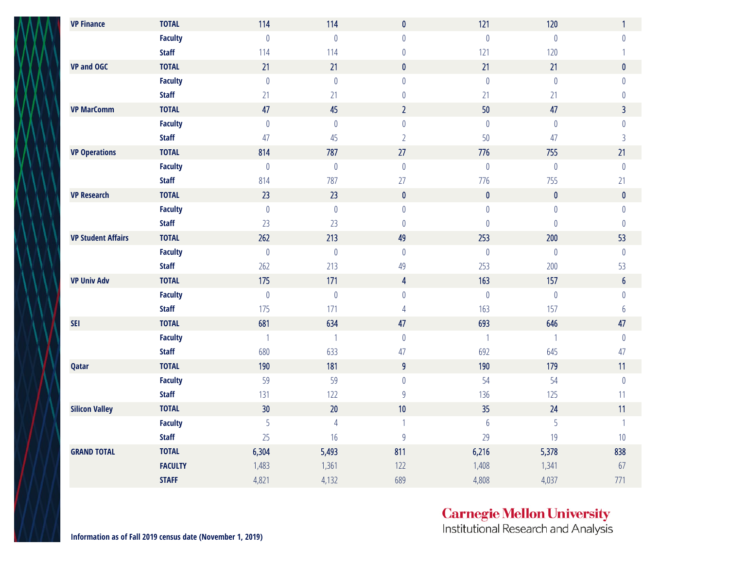| | | | | | | | |
|---|---|---|---|---|---|---|---|
| **VP Finance** | **TOTAL** | **114** | **114** | **0** | **121** | **120** | **1** |
| | **Faculty** | 0 | 0 | 0 | 0 | 0 | 0 |
| | **Staff** | 114 | 114 | 0 | 121 | 120 | 1 |
| **VP and OGC** | **TOTAL** | **21** | **21** | **0** | **21** | **21** | **0** |
| | **Faculty** | 0 | 0 | 0 | 0 | 0 | 0 |
| | **Staff** | 21 | 21 | 0 | 21 | 21 | 0 |
| **VP MarComm** | **TOTAL** | **47** | **45** | **2** | **50** | **47** | **3** |
| | **Faculty** | 0 | 0 | 0 | 0 | 0 | 0 |
| | **Staff** | 47 | 45 | 2 | 50 | 47 | 3 |
| **VP Operations** | **TOTAL** | **814** | **787** | **27** | **776** | **755** | **21** |
| | **Faculty** | 0 | 0 | 0 | 0 | 0 | 0 |
| | **Staff** | 814 | 787 | 27 | 776 | 755 | 21 |
| **VP Research** | **TOTAL** | **23** | **23** | **0** | **0** | **0** | **0** |
| | **Faculty** | 0 | 0 | 0 | 0 | 0 | 0 |
| | **Staff** | 23 | 23 | 0 | 0 | 0 | 0 |
| **VP Student Affairs** | **TOTAL** | **262** | **213** | **49** | **253** | **200** | **53** |
| | **Faculty** | 0 | 0 | 0 | 0 | 0 | 0 |
| | **Staff** | 262 | 213 | 49 | 253 | 200 | 53 |
| **VP Univ Adv** | **TOTAL** | **175** | **171** | **4** | **163** | **157** | **6** |
| | **Faculty** | 0 | 0 | 0 | 0 | 0 | 0 |
| | **Staff** | 175 | 171 | 4 | 163 | 157 | 6 |
| **SEI** | **TOTAL** | **681** | **634** | **47** | **693** | **646** | **47** |
| | **Faculty** | 1 | 1 | 0 | 1 | 1 | 0 |
| | **Staff** | 680 | 633 | 47 | 692 | 645 | 47 |
| **Qatar** | **TOTAL** | **190** | **181** | **9** | **190** | **179** | **11** |
| | **Faculty** | 59 | 59 | 0 | 54 | 54 | 0 |
| | **Staff** | 131 | 122 | 9 | 136 | 125 | 11 |
| **Silicon Valley** | **TOTAL** | **30** | **20** | **10** | **35** | **24** | **11** |
| | **Faculty** | 5 | 4 | 1 | 6 | 5 | 1 |
| | **Staff** | 25 | 16 | 9 | 29 | 19 | 10 |
| **GRAND TOTAL** | **TOTAL** | **6,304** | **5,493** | **811** | **6,216** | **5,378** | **838** |
| | **FACULTY** | 1,483 | 1,361 | 122 | 1,408 | 1,341 | 67 |
| | **STAFF** | 4,821 | 4,132 | 689 | 4,808 | 4,037 | 771 |

**Information as of Fall 2019 census date (November 1, 2019)**

Carnegie Mellon University
Institutional Research and Analysis